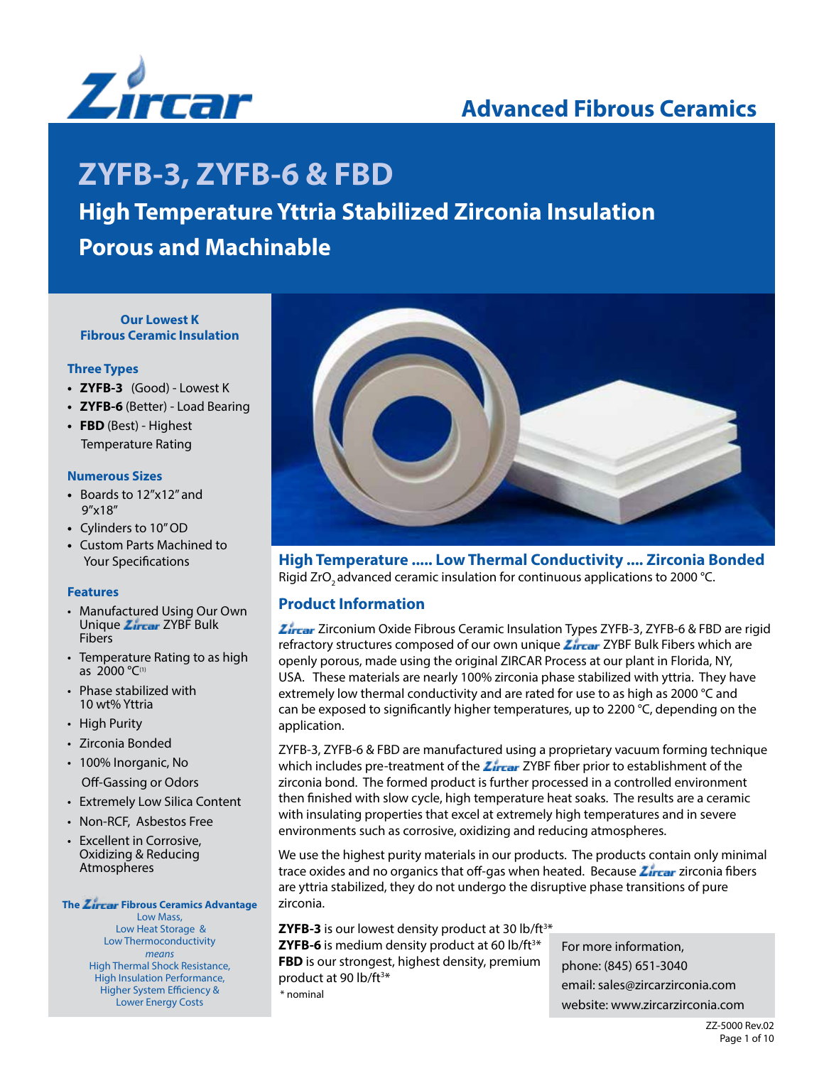# ZYFB-3, ZYFB-6 & FBD

## High Temperature Yttria Stabilized Zirconia Insulation

## Porous and Machinable

Advanced Fibrous Ceramics

### Our Lowest K Fibrous Ceramic Insulation

#### Three Types

- **ZYFB-3** (Good) - Lowest K
- **ZYFB-6** (Better) - Load Bearing
- **FBD** (Best) - Highest Temperature Rating

#### Numerous Sizes

- Boards to 12"x12" and 9"x18"
- Cylinders to 10" OD
- Custom Parts Machined to Your Specifications

#### Features

- Manufactured Using Our Own Unique Zircar ZYBF Bulk Fibers
- Temperature Rating to as high as 2000 °C[1]
- Phase stabilized with 10 wt% Yttria
- High Purity
- Zirconia Bonded
- 100% Inorganic, No Off-Gassing or Odors
- Extremely Low Silica Content
- Non-RCF, Asbestos Free
- Excellent in Corrosive, Oxidizing & Reducing Atmospheres

**The Zircar Fibrous Ceramics Advantage**

Low Mass,
Low Heat Storage &
Low Thermoconductivity
*means*
High Thermal Shock Resistance,
High Insulation Performance,
Higher System Efficiency &
Lower Energy Costs

### High Temperature ..... Low Thermal Conductivity .... Zirconia Bonded

Rigid $ZrO_2$ advanced ceramic insulation for continuous applications to 2000 °C.

### Product Information

Zircar Zirconium Oxide Fibrous Ceramic Insulation Types ZYFB-3, ZYFB-6 & FBD are rigid refractory structures composed of our own unique Zircar ZYBF Bulk Fibers which are openly porous, made using the original ZIRCAR Process at our plant in Florida, NY, USA. These materials are nearly 100% zirconia phase stabilized with yttria. They have extremely low thermal conductivity and are rated for use to as high as 2000 °C and can be exposed to significantly higher temperatures, up to 2200 °C, depending on the application.

ZYFB-3, ZYFB-6 & FBD are manufactured using a proprietary vacuum forming technique which includes pre-treatment of the Zircar ZYBF fiber prior to establishment of the zirconia bond. The formed product is further processed in a controlled environment then finished with slow cycle, high temperature heat soaks. The results are a ceramic with insulating properties that excel at extremely high temperatures and in severe environments such as corrosive, oxidizing and reducing atmospheres.

We use the highest purity materials in our products. The products contain only minimal trace oxides and no organics that off-gas when heated. Because Zircar zirconia fibers are yttria stabilized, they do not undergo the disruptive phase transitions of pure zirconia.

**ZYFB-3** is our lowest density product at 30 lb/ft$^3$*
**ZYFB-6** is medium density product at 60 lb/ft$^3$*
**FBD** is our strongest, highest density, premium product at 90 lb/ft$^3$*
\* nominal

For more information,
phone: (845) 651-3040
email: sales@zircarzirconia.com
website: www.zircarzirconia.com

ZZ-5000 Rev.02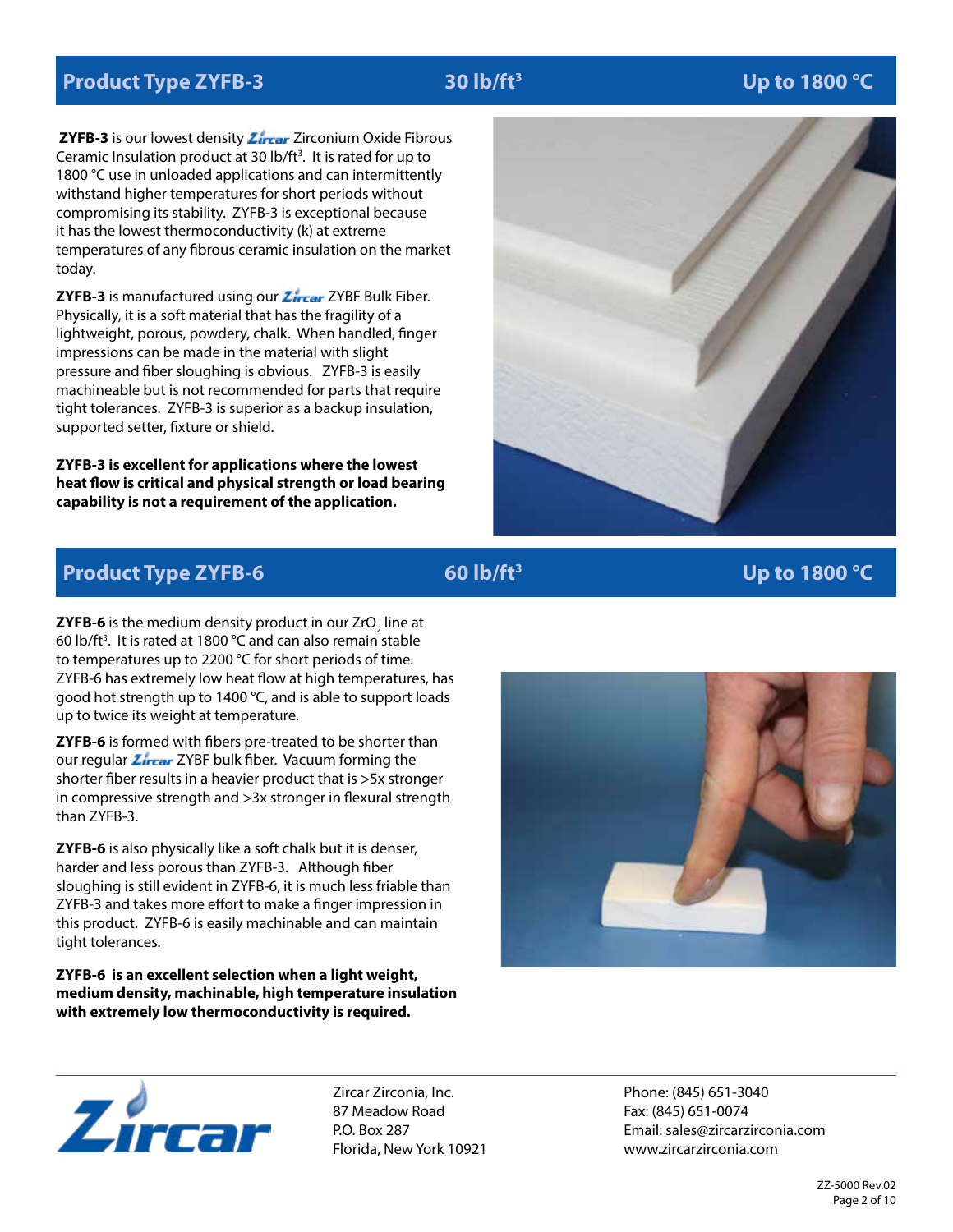## Product Type ZYFB-3 — 30 lb/ft$^3$ — Up to 1800 °C

**ZYFB-3** is our lowest density Zircar Zirconium Oxide Fibrous Ceramic Insulation product at 30 lb/ft$^3$. It is rated for up to 1800 °C use in unloaded applications and can intermittently withstand higher temperatures for short periods without compromising its stability. ZYFB-3 is exceptional because it has the lowest thermoconductivity (k) at extreme temperatures of any fibrous ceramic insulation on the market today.

**ZYFB-3** is manufactured using our Zircar ZYBF Bulk Fiber. Physically, it is a soft material that has the fragility of a lightweight, porous, powdery, chalk. When handled, finger impressions can be made in the material with slight pressure and fiber sloughing is obvious. ZYFB-3 is easily machineable but is not recommended for parts that require tight tolerances. ZYFB-3 is superior as a backup insulation, supported setter, fixture or shield.

**ZYFB-3 is excellent for applications where the lowest heat flow is critical and physical strength or load bearing capability is not a requirement of the application.**

## Product Type ZYFB-6 — 60 lb/ft$^3$ — Up to 1800 °C

**ZYFB-6** is the medium density product in our $ZrO_2$ line at 60 lb/ft$^3$. It is rated at 1800 °C and can also remain stable to temperatures up to 2200 °C for short periods of time. ZYFB-6 has extremely low heat flow at high temperatures, has good hot strength up to 1400 °C, and is able to support loads up to twice its weight at temperature.

**ZYFB-6** is formed with fibers pre-treated to be shorter than our regular Zircar ZYBF bulk fiber. Vacuum forming the shorter fiber results in a heavier product that is >5x stronger in compressive strength and >3x stronger in flexural strength than ZYFB-3.

**ZYFB-6** is also physically like a soft chalk but it is denser, harder and less porous than ZYFB-3. Although fiber sloughing is still evident in ZYFB-6, it is much less friable than ZYFB-3 and takes more effort to make a finger impression in this product. ZYFB-6 is easily machinable and can maintain tight tolerances.

**ZYFB-6 is an excellent selection when a light weight, medium density, machinable, high temperature insulation with extremely low thermoconductivity is required.**

Zircar Zirconia, Inc.
87 Meadow Road
P.O. Box 287
Florida, New York 10921

Phone: (845) 651-3040
Fax: (845) 651-0074
Email: sales@zircarzirconia.com
www.zircarzirconia.com

ZZ-5000 Rev.02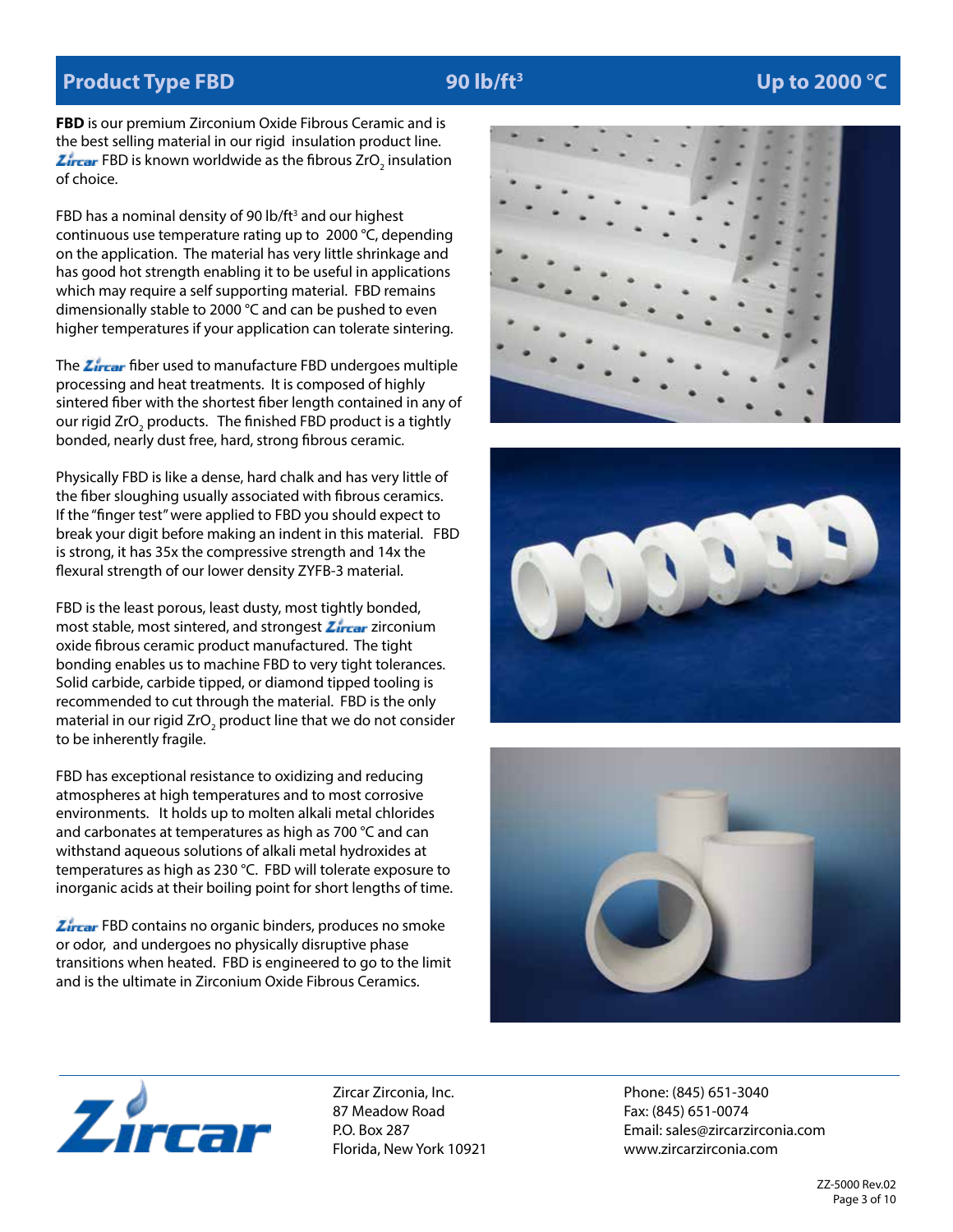## Product Type FBD | 90 lb/ft³ | Up to 2000 °C

**FBD** is our premium Zirconium Oxide Fibrous Ceramic and is the best selling material in our rigid insulation product line. Zircar FBD is known worldwide as the fibrous $ZrO_2$ insulation of choice.

FBD has a nominal density of 90 lb/ft³ and our highest continuous use temperature rating up to 2000 °C, depending on the application. The material has very little shrinkage and has good hot strength enabling it to be useful in applications which may require a self supporting material. FBD remains dimensionally stable to 2000 °C and can be pushed to even higher temperatures if your application can tolerate sintering.

The Zircar fiber used to manufacture FBD undergoes multiple processing and heat treatments. It is composed of highly sintered fiber with the shortest fiber length contained in any of our rigid $ZrO_2$ products. The finished FBD product is a tightly bonded, nearly dust free, hard, strong fibrous ceramic.

Physically FBD is like a dense, hard chalk and has very little of the fiber sloughing usually associated with fibrous ceramics. If the "finger test" were applied to FBD you should expect to break your digit before making an indent in this material. FBD is strong, it has 35x the compressive strength and 14x the flexural strength of our lower density ZYFB-3 material.

FBD is the least porous, least dusty, most tightly bonded, most stable, most sintered, and strongest Zircar zirconium oxide fibrous ceramic product manufactured. The tight bonding enables us to machine FBD to very tight tolerances. Solid carbide, carbide tipped, or diamond tipped tooling is recommended to cut through the material. FBD is the only material in our rigid $ZrO_2$ product line that we do not consider to be inherently fragile.

FBD has exceptional resistance to oxidizing and reducing atmospheres at high temperatures and to most corrosive environments. It holds up to molten alkali metal chlorides and carbonates at temperatures as high as 700 °C and can withstand aqueous solutions of alkali metal hydroxides at temperatures as high as 230 °C. FBD will tolerate exposure to inorganic acids at their boiling point for short lengths of time.

Zircar FBD contains no organic binders, produces no smoke or odor, and undergoes no physically disruptive phase transitions when heated. FBD is engineered to go to the limit and is the ultimate in Zirconium Oxide Fibrous Ceramics.

Zircar Zirconia, Inc.
87 Meadow Road
P.O. Box 287
Florida, New York 10921

Phone: (845) 651-3040
Fax: (845) 651-0074
Email: sales@zircarzirconia.com
www.zircarzirconia.com

ZZ-5000 Rev.02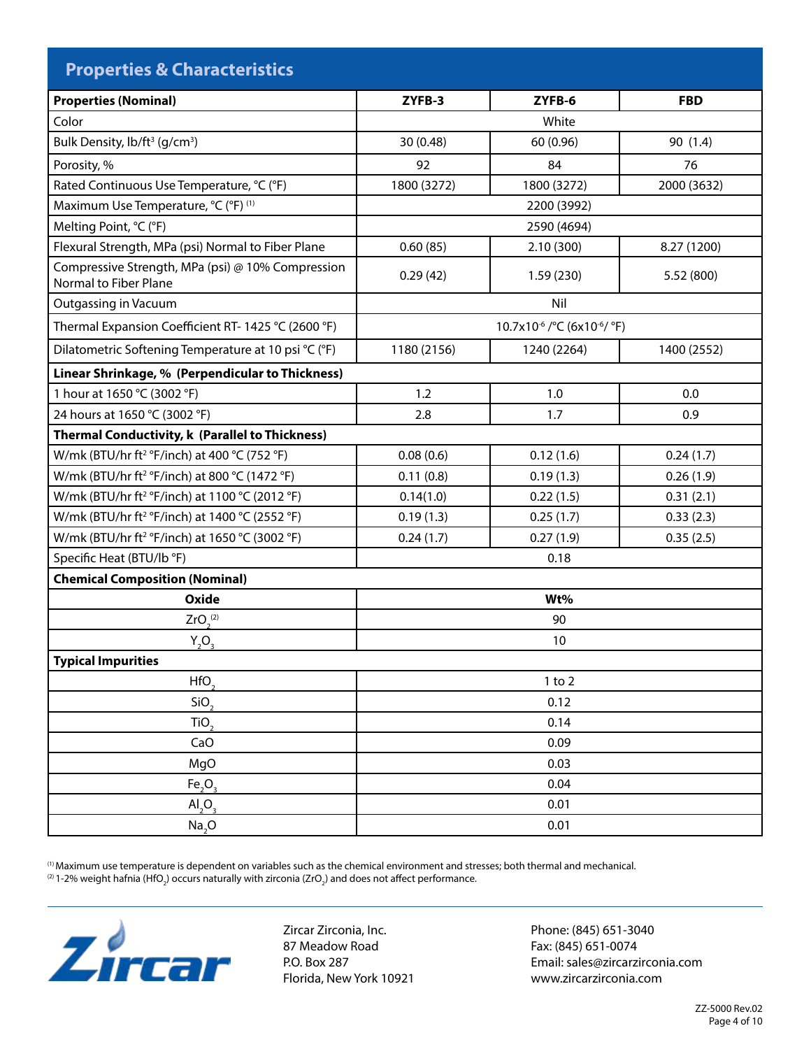## Properties & Characteristics

| Properties (Nominal) | ZYFB-3 | ZYFB-6 | FBD |
|---|---|---|---|
| Color | White | | |
| Bulk Density, lb/ft$^3$ (g/cm$^3$) | 30 (0.48) | 60 (0.96) | 90 (1.4) |
| Porosity, % | 92 | 84 | 76 |
| Rated Continuous Use Temperature, °C (°F) | 1800 (3272) | 1800 (3272) | 2000 (3632) |
| Maximum Use Temperature, °C (°F) [1] | 2200 (3992) | | |
| Melting Point, °C (°F) | 2590 (4694) | | |
| Flexural Strength, MPa (psi) Normal to Fiber Plane | 0.60 (85) | 2.10 (300) | 8.27 (1200) |
| Compressive Strength, MPa (psi) @ 10% Compression Normal to Fiber Plane | 0.29 (42) | 1.59 (230) | 5.52 (800) |
| Outgassing in Vacuum | Nil | | |
| Thermal Expansion Coefficient RT- 1425 °C (2600 °F) | $10.7 \times 10^{-6}$ /°C ($6 \times 10^{-6}$/ °F) | | |
| Dilatometric Softening Temperature at 10 psi °C (°F) | 1180 (2156) | 1240 (2264) | 1400 (2552) |
| **Linear Shrinkage, % (Perpendicular to Thickness)** | | | |
| 1 hour at 1650 °C (3002 °F) | 1.2 | 1.0 | 0.0 |
| 24 hours at 1650 °C (3002 °F) | 2.8 | 1.7 | 0.9 |
| **Thermal Conductivity, k (Parallel to Thickness)** | | | |
| W/mk (BTU/hr ft$^2$ °F/inch) at 400 °C (752 °F) | 0.08 (0.6) | 0.12 (1.6) | 0.24 (1.7) |
| W/mk (BTU/hr ft$^2$ °F/inch) at 800 °C (1472 °F) | 0.11 (0.8) | 0.19 (1.3) | 0.26 (1.9) |
| W/mk (BTU/hr ft$^2$ °F/inch) at 1100 °C (2012 °F) | 0.14(1.0) | 0.22 (1.5) | 0.31 (2.1) |
| W/mk (BTU/hr ft$^2$ °F/inch) at 1400 °C (2552 °F) | 0.19 (1.3) | 0.25 (1.7) | 0.33 (2.3) |
| W/mk (BTU/hr ft$^2$ °F/inch) at 1650 °C (3002 °F) | 0.24 (1.7) | 0.27 (1.9) | 0.35 (2.5) |
| Specific Heat (BTU/lb °F) | 0.18 | | |
| **Chemical Composition (Nominal)** | | | |
| **Oxide** | **Wt%** | | |
| $ZrO_2$ [2] | 90 | | |
| $Y_2O_3$ | 10 | | |
| **Typical Impurities** | | | |
| $HfO_2$ | 1 to 2 | | |
| $SiO_2$ | 0.12 | | |
| $TiO_2$ | 0.14 | | |
| CaO | 0.09 | | |
| MgO | 0.03 | | |
| $Fe_2O_3$ | 0.04 | | |
| $Al_2O_3$ | 0.01 | | |
| $Na_2O$ | 0.01 | | |

[1] Maximum use temperature is dependent on variables such as the chemical environment and stresses; both thermal and mechanical.
[2] 1-2% weight hafnia ($HfO_2$) occurs naturally with zirconia ($ZrO_2$) and does not affect performance.

Zircar Zirconia, Inc.
87 Meadow Road
P.O. Box 287
Florida, New York 10921

Phone: (845) 651-3040
Fax: (845) 651-0074
Email: sales@zircarzirconia.com
www.zircarzirconia.com

ZZ-5000 Rev.02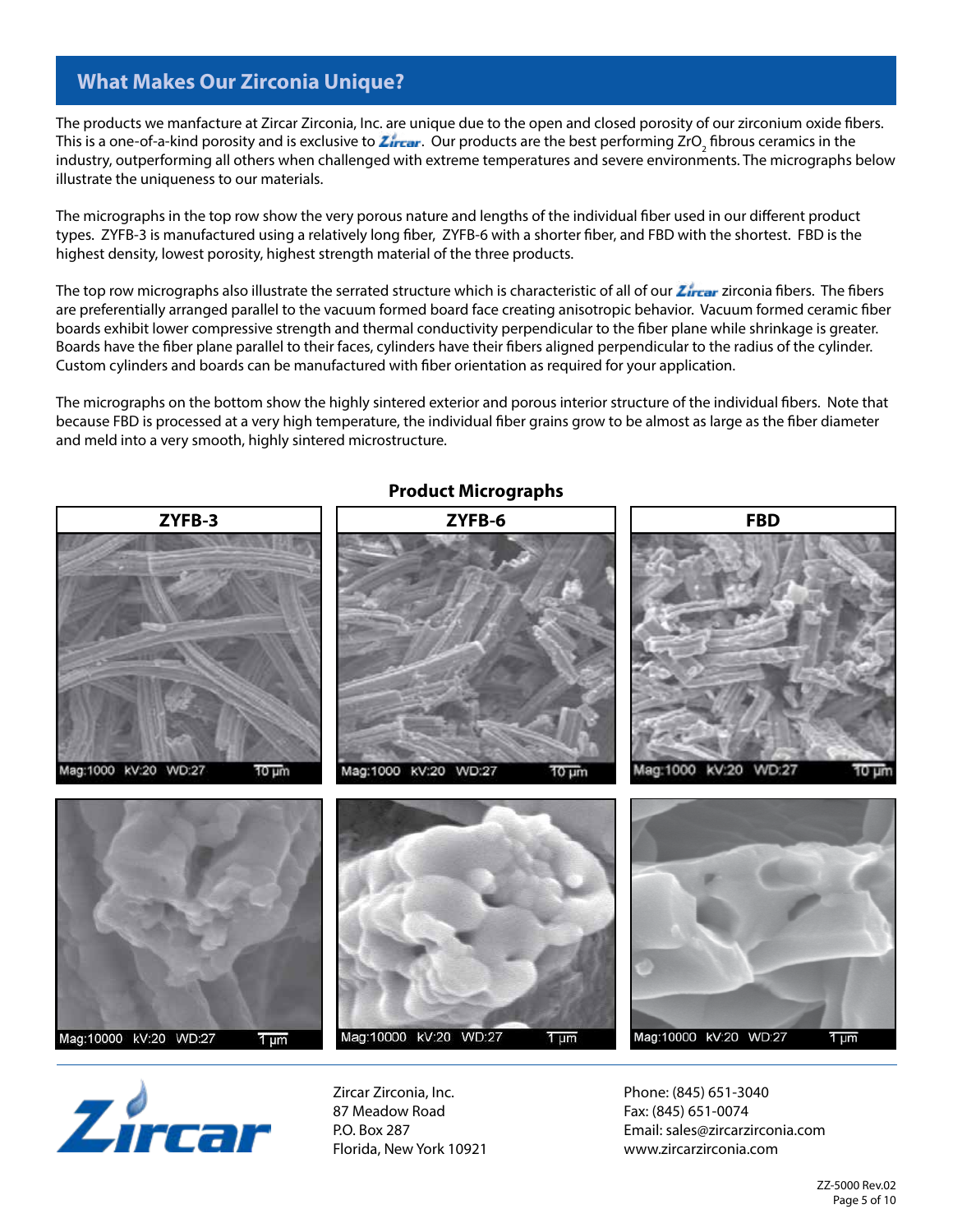## What Makes Our Zirconia Unique?

The products we manfacture at Zircar Zirconia, Inc. are unique due to the open and closed porosity of our zirconium oxide fibers. This is a one-of-a-kind porosity and is exclusive to Zircar. Our products are the best performing $ZrO_2$ fibrous ceramics in the industry, outperforming all others when challenged with extreme temperatures and severe environments. The micrographs below illustrate the uniqueness to our materials.

The micrographs in the top row show the very porous nature and lengths of the individual fiber used in our different product types. ZYFB-3 is manufactured using a relatively long fiber, ZYFB-6 with a shorter fiber, and FBD with the shortest. FBD is the highest density, lowest porosity, highest strength material of the three products.

The top row micrographs also illustrate the serrated structure which is characteristic of all of our Zircar zirconia fibers. The fibers are preferentially arranged parallel to the vacuum formed board face creating anisotropic behavior. Vacuum formed ceramic fiber boards exhibit lower compressive strength and thermal conductivity perpendicular to the fiber plane while shrinkage is greater. Boards have the fiber plane parallel to their faces, cylinders have their fibers aligned perpendicular to the radius of the cylinder. Custom cylinders and boards can be manufactured with fiber orientation as required for your application.

The micrographs on the bottom show the highly sintered exterior and porous interior structure of the individual fibers. Note that because FBD is processed at a very high temperature, the individual fiber grains grow to be almost as large as the fiber diameter and meld into a very smooth, highly sintered microstructure.

### Product Micrographs

| ZYFB-3 | ZYFB-6 | FBD |
|---|---|---|
| Mag:1000 kV:20 WD:27 10 µm | Mag:1000 kV:20 WD:27 10 µm | Mag:1000 kV:20 WD:27 10 µm |
| Mag:10000 kV:20 WD:27 1 µm | Mag:10000 kV:20 WD:27 1 µm | Mag:10000 kV:20 WD:27 1 µm |

Zircar Zirconia, Inc.
87 Meadow Road
P.O. Box 287
Florida, New York 10921

Phone: (845) 651-3040
Fax: (845) 651-0074
Email: sales@zircarzirconia.com
www.zircarzirconia.com

ZZ-5000 Rev.02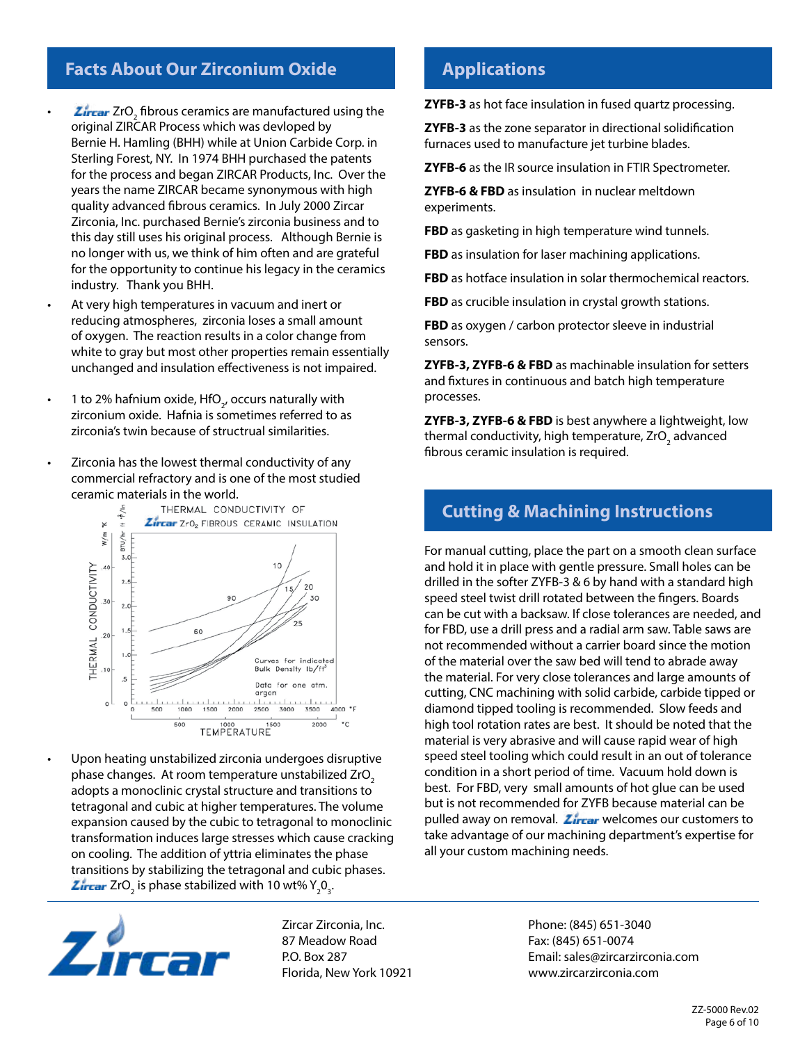## Facts About Our Zirconium Oxide

- Zircar $ZrO_2$ fibrous ceramics are manufactured using the original ZIRCAR Process which was devloped by Bernie H. Hamling (BHH) while at Union Carbide Corp. in Sterling Forest, NY. In 1974 BHH purchased the patents for the process and began ZIRCAR Products, Inc. Over the years the name ZIRCAR became synonymous with high quality advanced fibrous ceramics. In July 2000 Zircar Zirconia, Inc. purchased Bernie's zirconia business and to this day still uses his original process. Although Bernie is no longer with us, we think of him often and are grateful for the opportunity to continue his legacy in the ceramics industry. Thank you BHH.
- At very high temperatures in vacuum and inert or reducing atmospheres, zirconia loses a small amount of oxygen. The reaction results in a color change from white to gray but most other properties remain essentially unchanged and insulation effectiveness is not impaired.
- 1 to 2% hafnium oxide, $HfO_2$, occurs naturally with zirconium oxide. Hafnia is sometimes referred to as zirconia's twin because of structural similarities.
- Zirconia has the lowest thermal conductivity of any commercial refractory and is one of the most studied ceramic materials in the world.

THERMAL CONDUCTIVITY OF Zircar $ZrO_2$ FIBROUS CERAMIC INSULATION

Curves for indicated Bulk Density lb/ft³

Data for one atm. argon

- Upon heating unstabilized zirconia undergoes disruptive phase changes. At room temperature unstabilized $ZrO_2$ adopts a monoclinic crystal structure and transitions to tetragonal and cubic at higher temperatures. The volume expansion caused by the cubic to tetragonal to monoclinic transformation induces large stresses which cause cracking on cooling. The addition of yttria eliminates the phase transitions by stabilizing the tetragonal and cubic phases. Zircar $ZrO_2$ is phase stabilized with 10 wt% $Y_2O_3$.

## Applications

**ZYFB-3** as hot face insulation in fused quartz processing.

**ZYFB-3** as the zone separator in directional solidification furnaces used to manufacture jet turbine blades.

**ZYFB-6** as the IR source insulation in FTIR Spectrometer.

**ZYFB-6 & FBD** as insulation in nuclear meltdown experiments.

**FBD** as gasketing in high temperature wind tunnels.

**FBD** as insulation for laser machining applications.

**FBD** as hotface insulation in solar thermochemical reactors.

**FBD** as crucible insulation in crystal growth stations.

**FBD** as oxygen / carbon protector sleeve in industrial sensors.

**ZYFB-3, ZYFB-6 & FBD** as machinable insulation for setters and fixtures in continuous and batch high temperature processes.

**ZYFB-3, ZYFB-6 & FBD** is best anywhere a lightweight, low thermal conductivity, high temperature, $ZrO_2$ advanced fibrous ceramic insulation is required.

## Cutting & Machining Instructions

For manual cutting, place the part on a smooth clean surface and hold it in place with gentle pressure. Small holes can be drilled in the softer ZYFB-3 & 6 by hand with a standard high speed steel twist drill rotated between the fingers. Boards can be cut with a backsaw. If close tolerances are needed, and for FBD, use a drill press and a radial arm saw. Table saws are not recommended without a carrier board since the motion of the material over the saw bed will tend to abrade away the material. For very close tolerances and large amounts of cutting, CNC machining with solid carbide, carbide tipped or diamond tipped tooling is recommended. Slow feeds and high tool rotation rates are best. It should be noted that the material is very abrasive and will cause rapid wear of high speed steel tooling which could result in an out of tolerance condition in a short period of time. Vacuum hold down is best. For FBD, very small amounts of hot glue can be used but is not recommended for ZYFB because material can be pulled away on removal. Zircar welcomes our customers to take advantage of our machining department's expertise for all your custom machining needs.

Zircar Zirconia, Inc.
87 Meadow Road
P.O. Box 287
Florida, New York 10921

Phone: (845) 651-3040
Fax: (845) 651-0074
Email: sales@zircarzirconia.com
www.zircarzirconia.com

ZZ-5000 Rev.02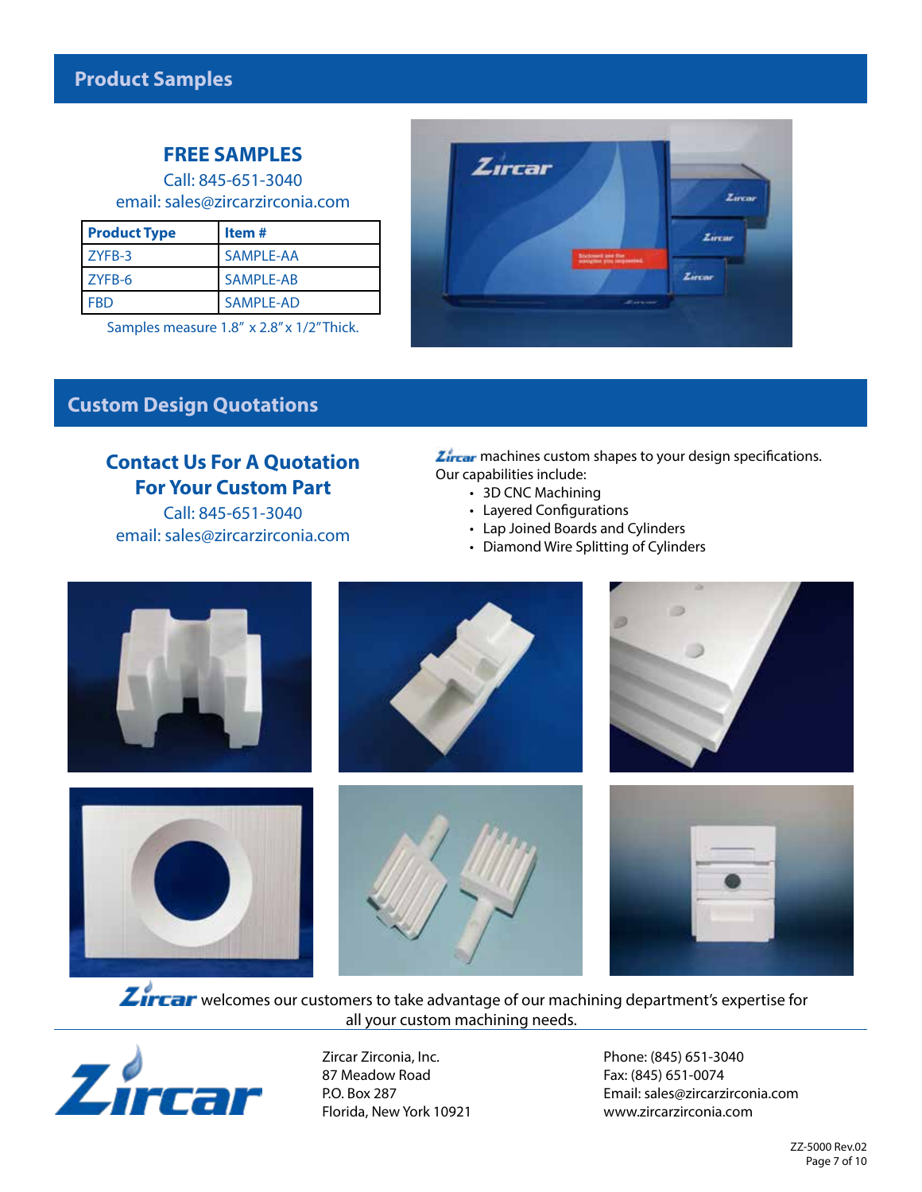## Product Samples

### FREE SAMPLES

Call: 845-651-3040
email: sales@zircarzirconia.com

| Product Type | Item # |
|---|---|
| ZYFB-3 | SAMPLE-AA |
| ZYFB-6 | SAMPLE-AB |
| FBD | SAMPLE-AD |

Samples measure 1.8" x 2.8" x 1/2" Thick.

## Custom Design Quotations

### Contact Us For A Quotation For Your Custom Part

Call: 845-651-3040
email: sales@zircarzirconia.com

Zircar machines custom shapes to your design specifications.
Our capabilities include:

- 3D CNC Machining
- Layered Configurations
- Lap Joined Boards and Cylinders
- Diamond Wire Splitting of Cylinders

Zircar welcomes our customers to take advantage of our machining department's expertise for all your custom machining needs.

Zircar Zirconia, Inc.
87 Meadow Road
P.O. Box 287
Florida, New York 10921

Phone: (845) 651-3040
Fax: (845) 651-0074
Email: sales@zircarzirconia.com
www.zircarzirconia.com

ZZ-5000 Rev.02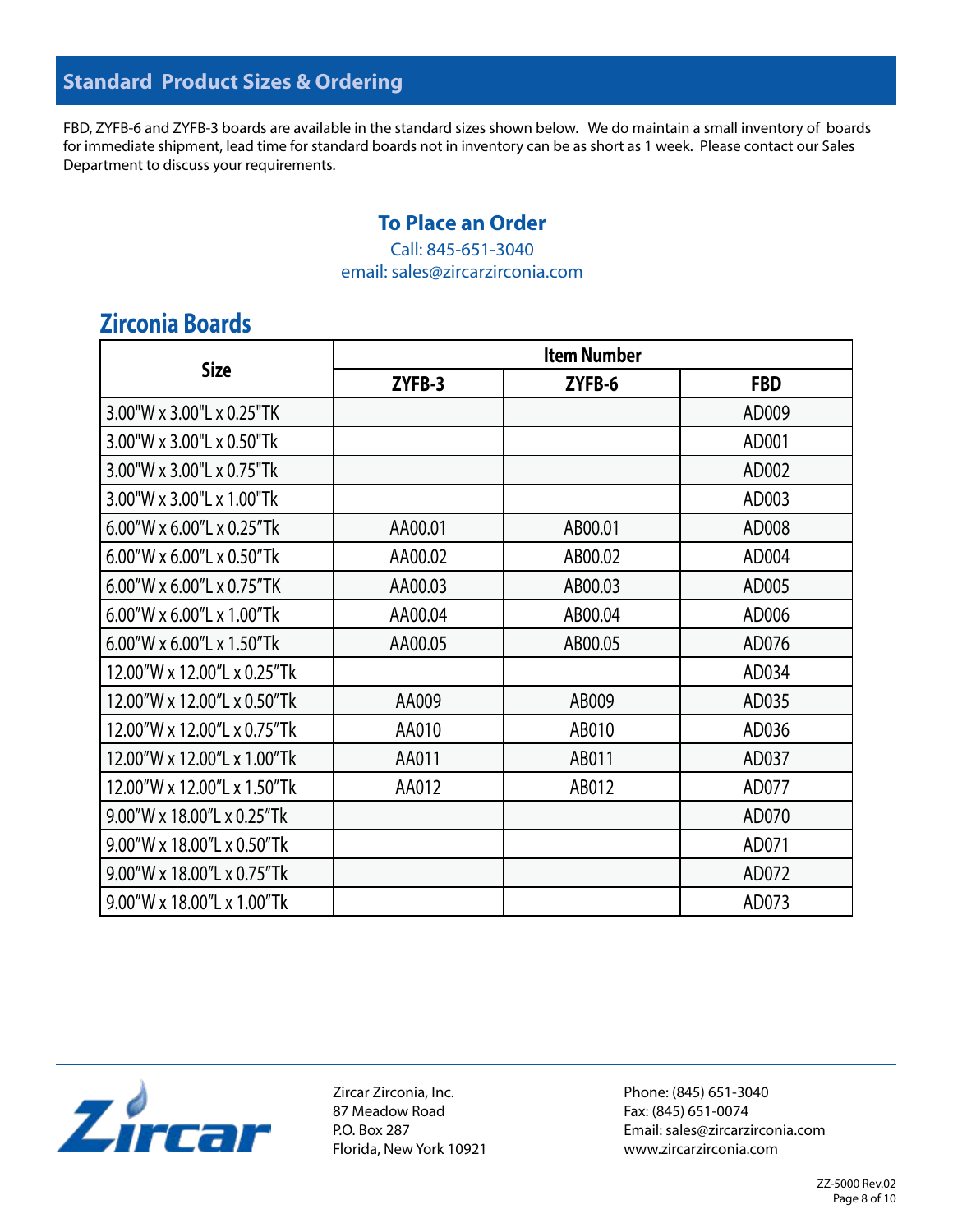## Standard Product Sizes & Ordering

FBD, ZYFB-6 and ZYFB-3 boards are available in the standard sizes shown below. We do maintain a small inventory of boards for immediate shipment, lead time for standard boards not in inventory can be as short as 1 week. Please contact our Sales Department to discuss your requirements.

**To Place an Order**

Call: 845-651-3040
email: sales@zircarzirconia.com

## Zirconia Boards

| Size | Item Number | | |
|---|---|---|---|
| | ZYFB-3 | ZYFB-6 | FBD |
| 3.00"W x 3.00"L x 0.25"TK | | | AD009 |
| 3.00"W x 3.00"L x 0.50"Tk | | | AD001 |
| 3.00"W x 3.00"L x 0.75"Tk | | | AD002 |
| 3.00"W x 3.00"L x 1.00"Tk | | | AD003 |
| 6.00"W x 6.00"L x 0.25"Tk | AA00.01 | AB00.01 | AD008 |
| 6.00"W x 6.00"L x 0.50"Tk | AA00.02 | AB00.02 | AD004 |
| 6.00"W x 6.00"L x 0.75"TK | AA00.03 | AB00.03 | AD005 |
| 6.00"W x 6.00"L x 1.00"Tk | AA00.04 | AB00.04 | AD006 |
| 6.00"W x 6.00"L x 1.50"Tk | AA00.05 | AB00.05 | AD076 |
| 12.00"W x 12.00"L x 0.25"Tk | | | AD034 |
| 12.00"W x 12.00"L x 0.50"Tk | AA009 | AB009 | AD035 |
| 12.00"W x 12.00"L x 0.75"Tk | AA010 | AB010 | AD036 |
| 12.00"W x 12.00"L x 1.00"Tk | AA011 | AB011 | AD037 |
| 12.00"W x 12.00"L x 1.50"Tk | AA012 | AB012 | AD077 |
| 9.00"W x 18.00"L x 0.25"Tk | | | AD070 |
| 9.00"W x 18.00"L x 0.50"Tk | | | AD071 |
| 9.00"W x 18.00"L x 0.75"Tk | | | AD072 |
| 9.00"W x 18.00"L x 1.00"Tk | | | AD073 |

Zircar Zirconia, Inc.
87 Meadow Road
P.O. Box 287
Florida, New York 10921

Phone: (845) 651-3040
Fax: (845) 651-0074
Email: sales@zircarzirconia.com
www.zircarzirconia.com

ZZ-5000 Rev.02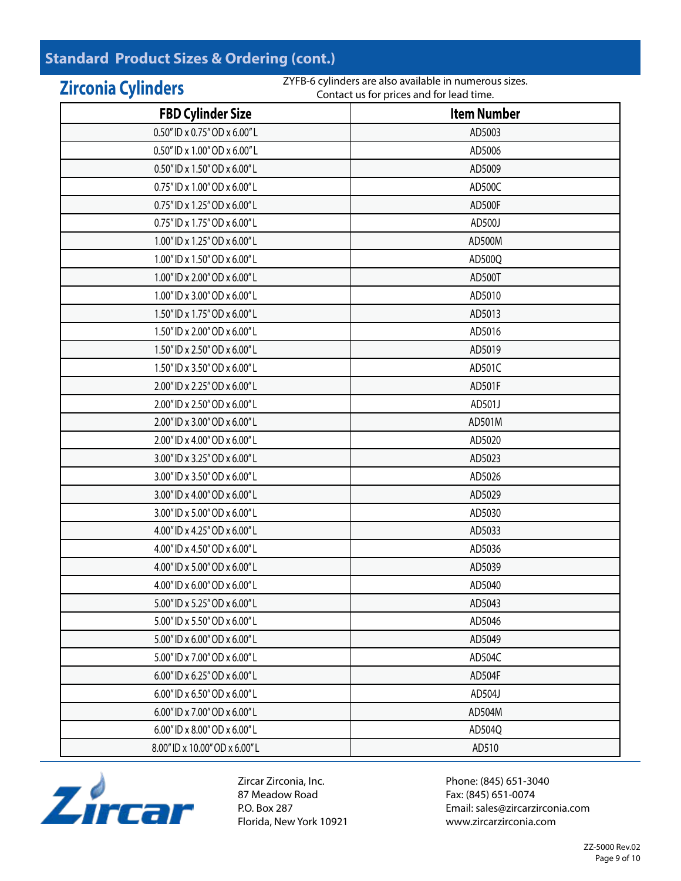## Standard Product Sizes & Ordering (cont.)

### Zirconia Cylinders

ZYFB-6 cylinders are also available in numerous sizes.
Contact us for prices and for lead time.

| FBD Cylinder Size | Item Number |
|---|---|
| 0.50" ID x 0.75" OD x 6.00" L | AD5003 |
| 0.50" ID x 1.00" OD x 6.00" L | AD5006 |
| 0.50" ID x 1.50" OD x 6.00" L | AD5009 |
| 0.75" ID x 1.00" OD x 6.00" L | AD500C |
| 0.75" ID x 1.25" OD x 6.00" L | AD500F |
| 0.75" ID x 1.75" OD x 6.00" L | AD500J |
| 1.00" ID x 1.25" OD x 6.00" L | AD500M |
| 1.00" ID x 1.50" OD x 6.00" L | AD500Q |
| 1.00" ID x 2.00" OD x 6.00" L | AD500T |
| 1.00" ID x 3.00" OD x 6.00" L | AD5010 |
| 1.50" ID x 1.75" OD x 6.00" L | AD5013 |
| 1.50" ID x 2.00" OD x 6.00" L | AD5016 |
| 1.50" ID x 2.50" OD x 6.00" L | AD5019 |
| 1.50" ID x 3.50" OD x 6.00" L | AD501C |
| 2.00" ID x 2.25" OD x 6.00" L | AD501F |
| 2.00" ID x 2.50" OD x 6.00" L | AD501J |
| 2.00" ID x 3.00" OD x 6.00" L | AD501M |
| 2.00" ID x 4.00" OD x 6.00" L | AD5020 |
| 3.00" ID x 3.25" OD x 6.00" L | AD5023 |
| 3.00" ID x 3.50" OD x 6.00" L | AD5026 |
| 3.00" ID x 4.00" OD x 6.00" L | AD5029 |
| 3.00" ID x 5.00" OD x 6.00" L | AD5030 |
| 4.00" ID x 4.25" OD x 6.00" L | AD5033 |
| 4.00" ID x 4.50" OD x 6.00" L | AD5036 |
| 4.00" ID x 5.00" OD x 6.00" L | AD5039 |
| 4.00" ID x 6.00" OD x 6.00" L | AD5040 |
| 5.00" ID x 5.25" OD x 6.00" L | AD5043 |
| 5.00" ID x 5.50" OD x 6.00" L | AD5046 |
| 5.00" ID x 6.00" OD x 6.00" L | AD5049 |
| 5.00" ID x 7.00" OD x 6.00" L | AD504C |
| 6.00" ID x 6.25" OD x 6.00" L | AD504F |
| 6.00" ID x 6.50" OD x 6.00" L | AD504J |
| 6.00" ID x 7.00" OD x 6.00" L | AD504M |
| 6.00" ID x 8.00" OD x 6.00" L | AD504Q |
| 8.00" ID x 10.00" OD x 6.00" L | AD510 |

Zircar Zirconia, Inc.
87 Meadow Road
P.O. Box 287
Florida, New York 10921

Phone: (845) 651-3040
Fax: (845) 651-0074
Email: sales@zircarzirconia.com
www.zircarzirconia.com

ZZ-5000 Rev.02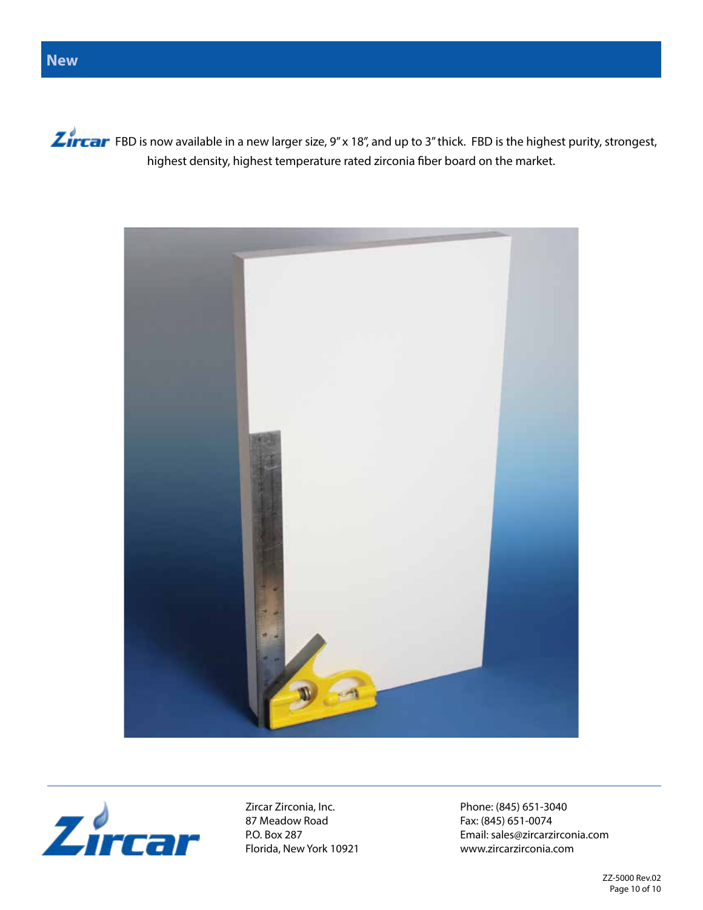## New

Zircar FBD is now available in a new larger size, 9" x 18", and up to 3" thick. FBD is the highest purity, strongest, highest density, highest temperature rated zirconia fiber board on the market.

Zircar Zirconia, Inc.
87 Meadow Road
P.O. Box 287
Florida, New York 10921

Phone: (845) 651-3040
Fax: (845) 651-0074
Email: sales@zircarzirconia.com
www.zircarzirconia.com

ZZ-5000 Rev.02